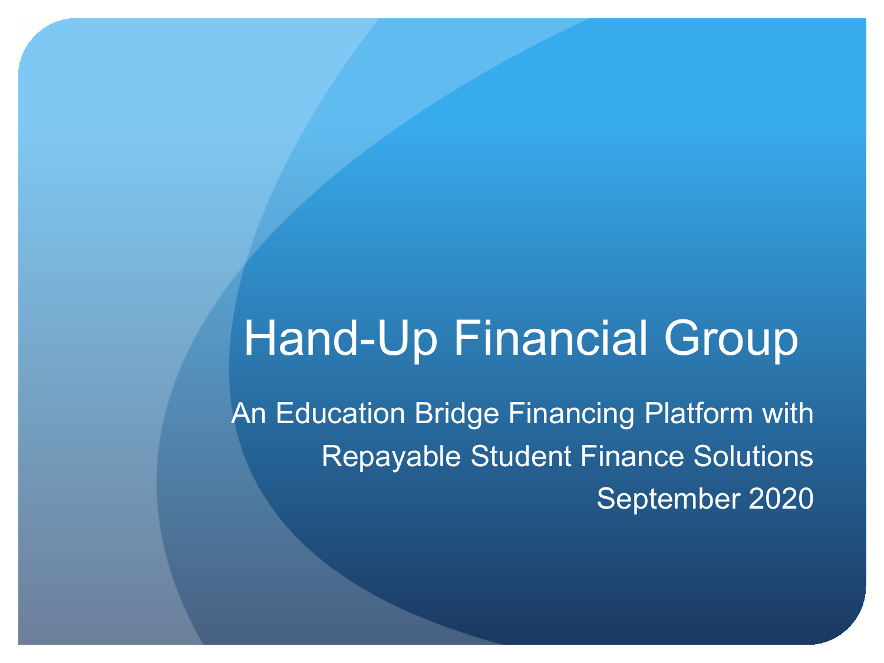# Hand-Up Financial Group

An Education Bridge Financing Platform with Repayable Student Finance Solutions

September 2020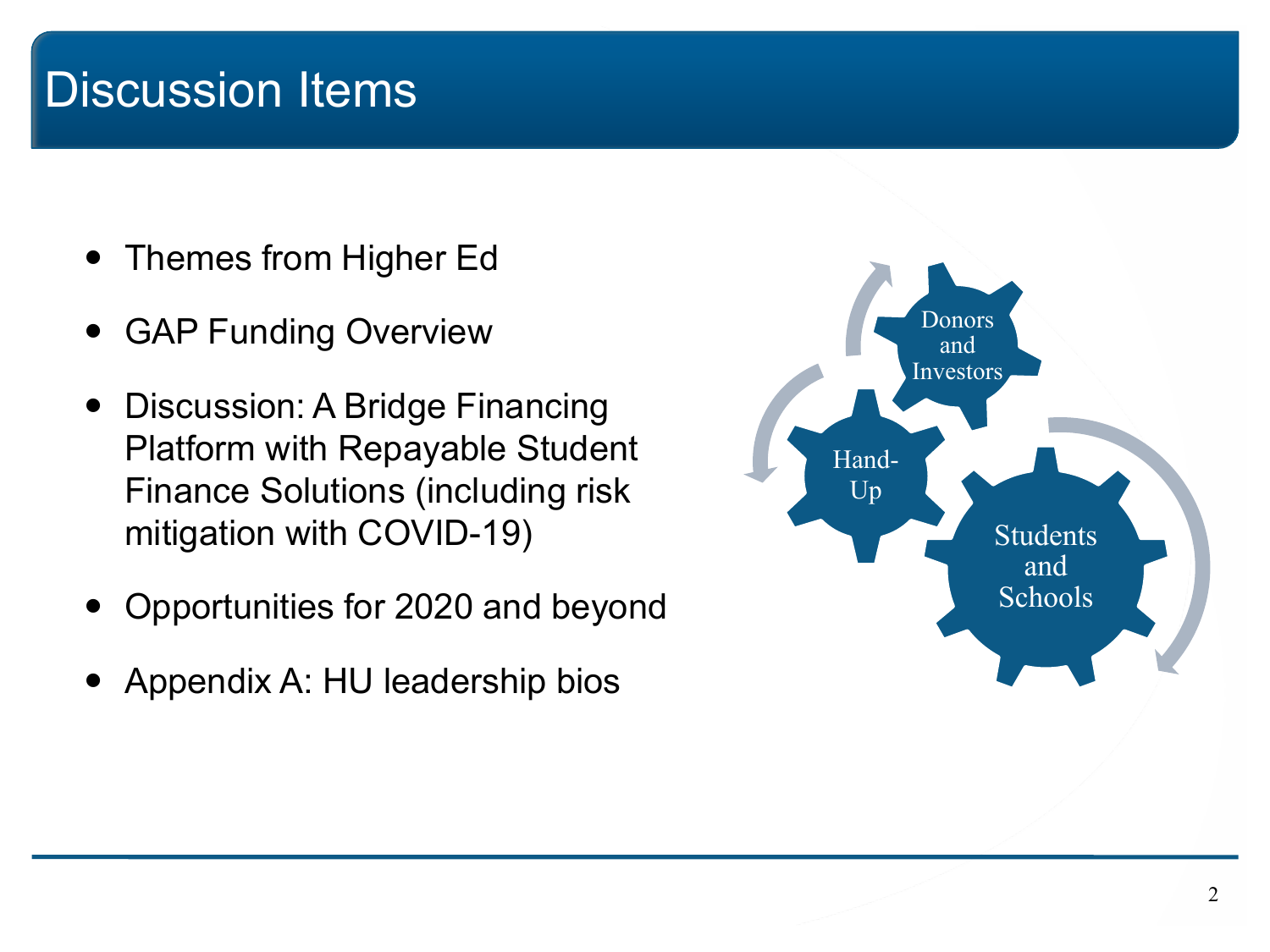# Discussion Items

- Themes from Higher Ed
- GAP Funding Overview
- Discussion: A Bridge Financing Platform with Repayable Student Finance Solutions (including risk mitigation with COVID-19)
- Opportunities for 2020 and beyond
- Appendix A: HU leadership bios

Donors and Investors

Hand-Up

Students and Schools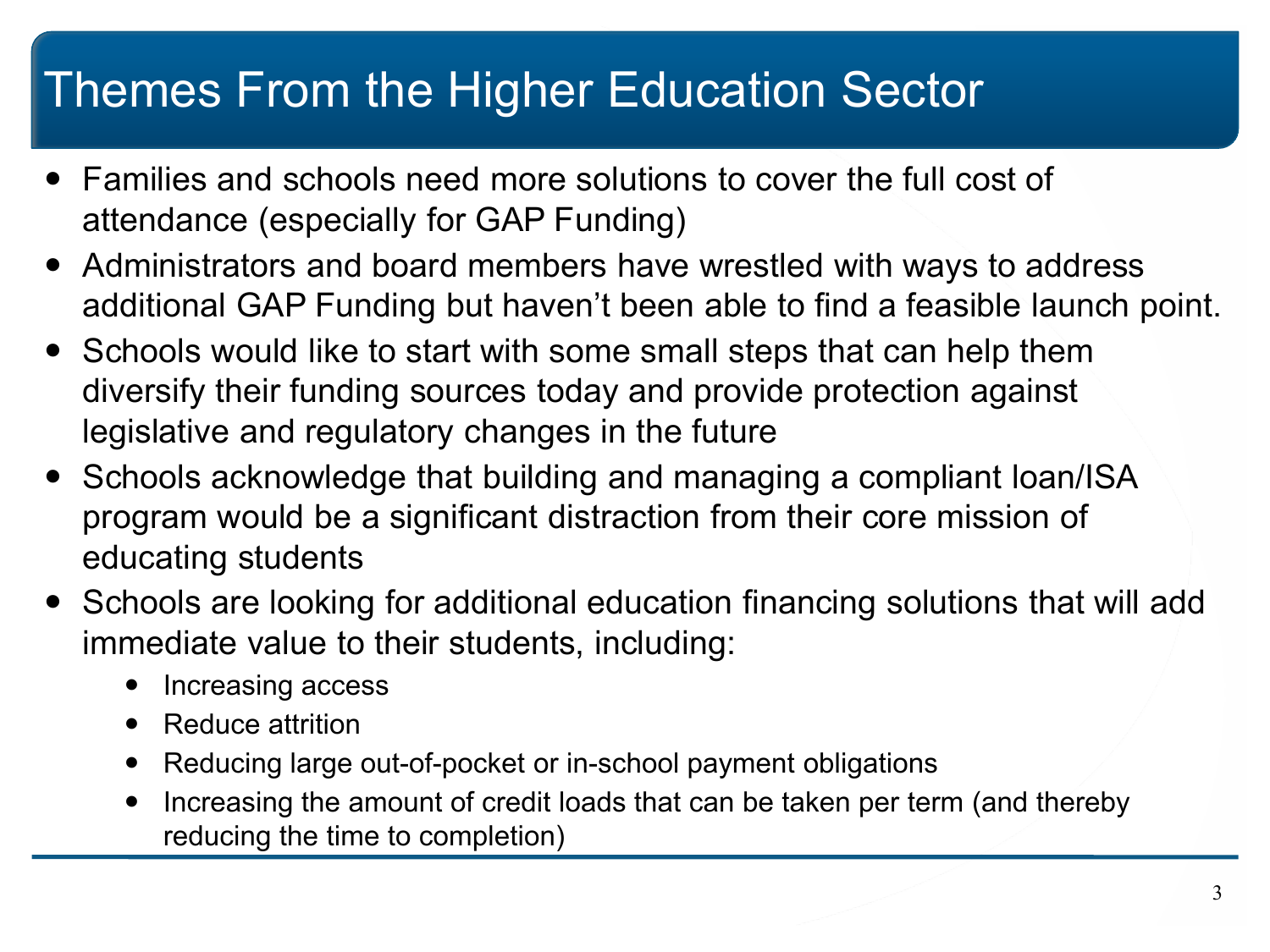# Themes From the Higher Education Sector

- Families and schools need more solutions to cover the full cost of attendance (especially for GAP Funding)
- Administrators and board members have wrestled with ways to address additional GAP Funding but haven't been able to find a feasible launch point.
- Schools would like to start with some small steps that can help them diversify their funding sources today and provide protection against legislative and regulatory changes in the future
- Schools acknowledge that building and managing a compliant loan/ISA program would be a significant distraction from their core mission of educating students
- Schools are looking for additional education financing solutions that will add immediate value to their students, including:
  - Increasing access
  - Reduce attrition
  - Reducing large out-of-pocket or in-school payment obligations
  - Increasing the amount of credit loads that can be taken per term (and thereby reducing the time to completion)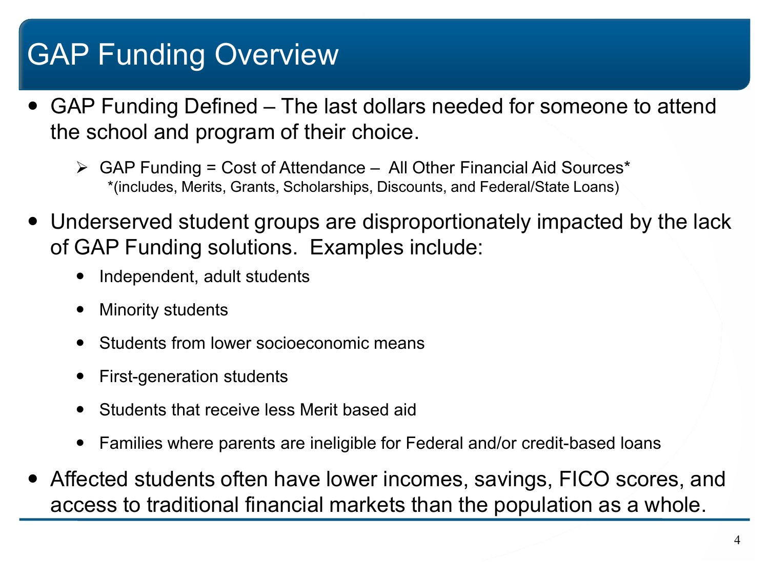# GAP Funding Overview

- GAP Funding Defined – The last dollars needed for someone to attend the school and program of their choice.
  - GAP Funding = Cost of Attendance – All Other Financial Aid Sources*
    *(includes, Merits, Grants, Scholarships, Discounts, and Federal/State Loans)
- Underserved student groups are disproportionately impacted by the lack of GAP Funding solutions. Examples include:
  - Independent, adult students
  - Minority students
  - Students from lower socioeconomic means
  - First-generation students
  - Students that receive less Merit based aid
  - Families where parents are ineligible for Federal and/or credit-based loans
- Affected students often have lower incomes, savings, FICO scores, and access to traditional financial markets than the population as a whole.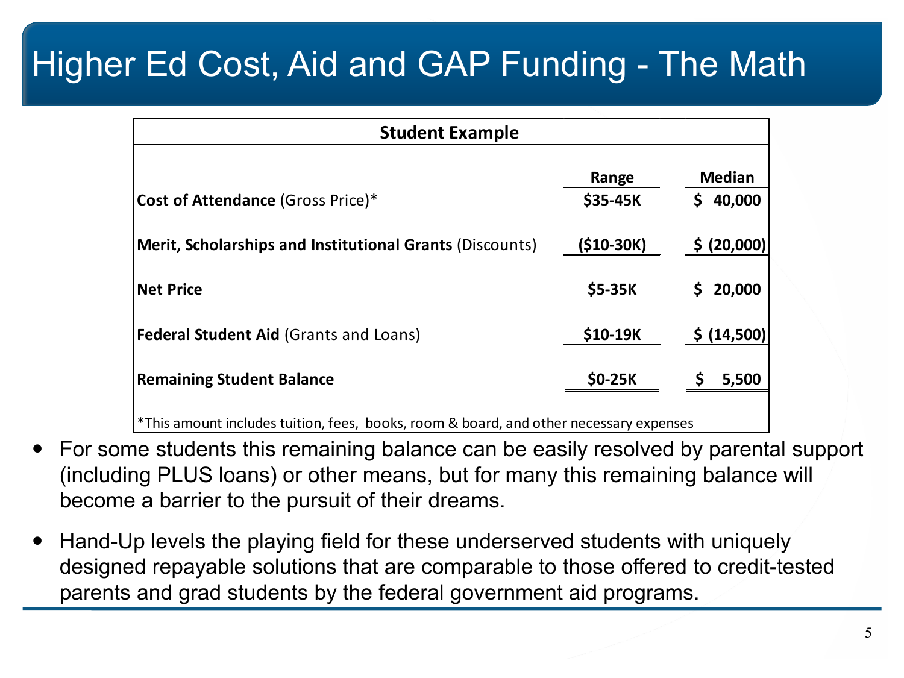# Higher Ed Cost, Aid and GAP Funding - The Math

| Student Example | | |
|---|---|---|
| | **Range** | **Median** |
| **Cost of Attendance** (Gross Price)* | **$35-45K** | **$ 40,000** |
| **Merit, Scholarships and Institutional Grants** (Discounts) | **($10-30K)** | **$ (20,000)** |
| **Net Price** | **$5-35K** | **$ 20,000** |
| **Federal Student Aid** (Grants and Loans) | **$10-19K** | **$ (14,500)** |
| **Remaining Student Balance** | **$0-25K** | **$ 5,500** |

*This amount includes tuition, fees, books, room & board, and other necessary expenses

- For some students this remaining balance can be easily resolved by parental support (including PLUS loans) or other means, but for many this remaining balance will become a barrier to the pursuit of their dreams.
- Hand-Up levels the playing field for these underserved students with uniquely designed repayable solutions that are comparable to those offered to credit-tested parents and grad students by the federal government aid programs.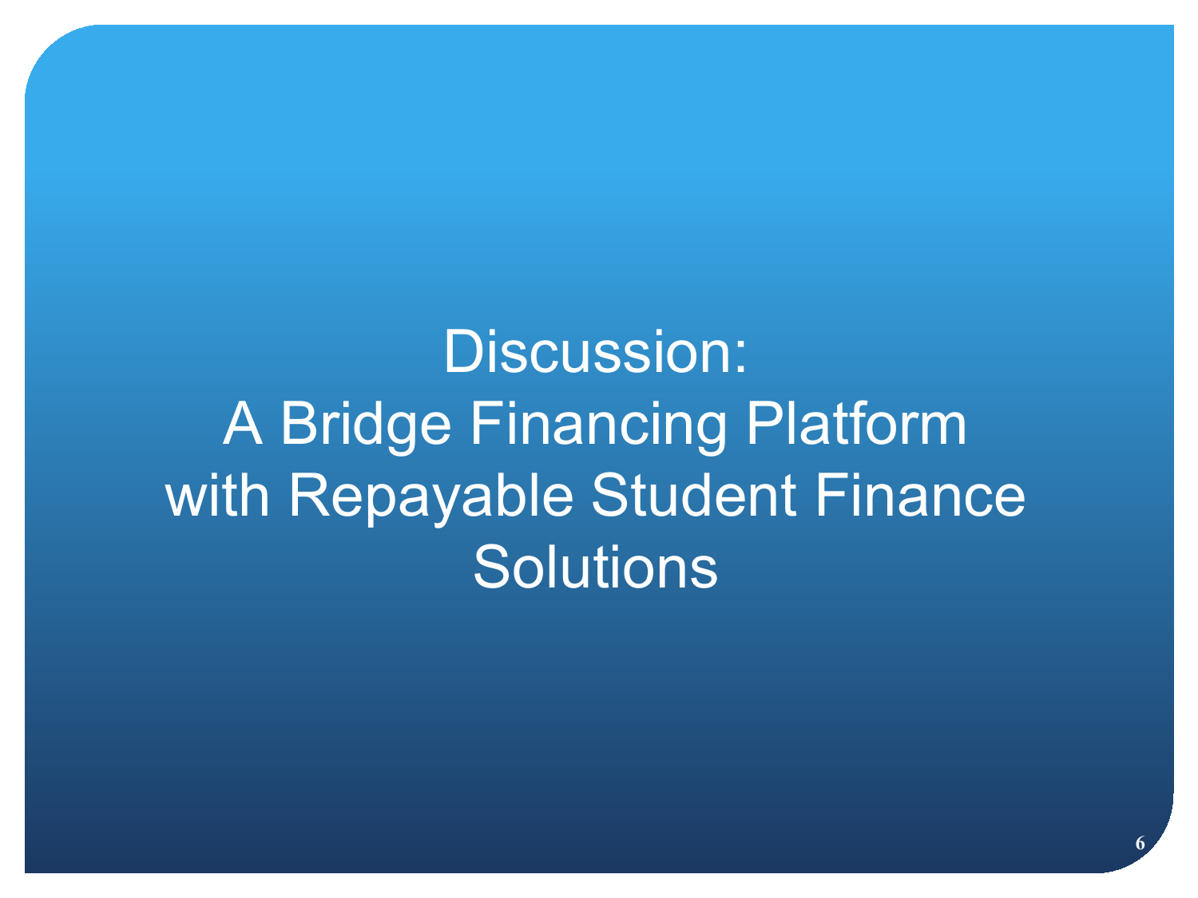# Discussion: A Bridge Financing Platform with Repayable Student Finance Solutions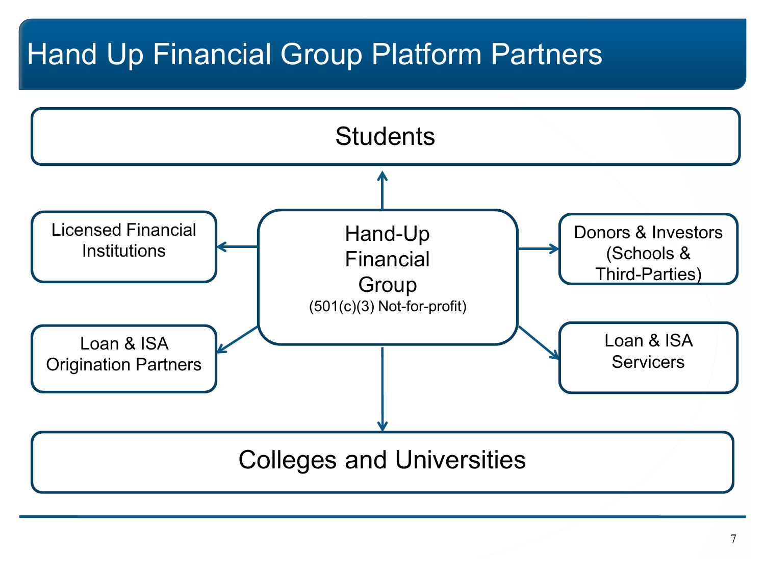# Hand Up Financial Group Platform Partners

Students

Licensed Financial Institutions

Hand-Up Financial Group
(501(c)(3) Not-for-profit)

Donors & Investors (Schools & Third-Parties)

Loan & ISA Origination Partners

Loan & ISA Servicers

Colleges and Universities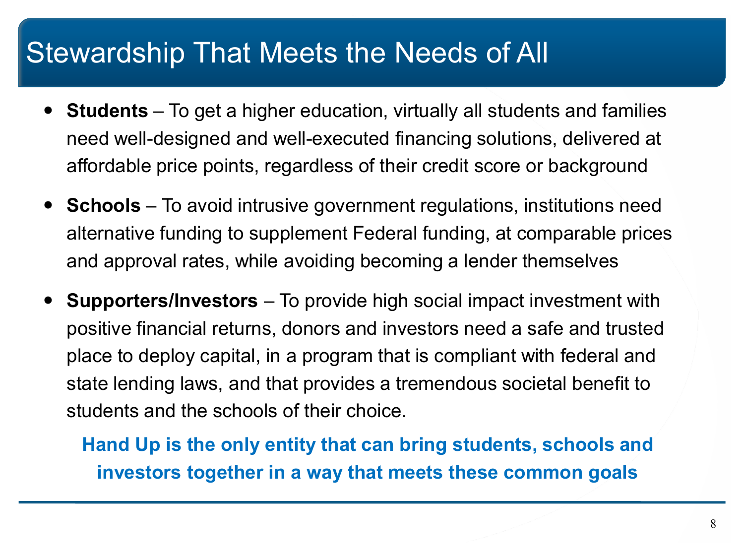# Stewardship That Meets the Needs of All

- **Students** – To get a higher education, virtually all students and families need well-designed and well-executed financing solutions, delivered at affordable price points, regardless of their credit score or background
- **Schools** – To avoid intrusive government regulations, institutions need alternative funding to supplement Federal funding, at comparable prices and approval rates, while avoiding becoming a lender themselves
- **Supporters/Investors** – To provide high social impact investment with positive financial returns, donors and investors need a safe and trusted place to deploy capital, in a program that is compliant with federal and state lending laws, and that provides a tremendous societal benefit to students and the schools of their choice.

**Hand Up is the only entity that can bring students, schools and investors together in a way that meets these common goals**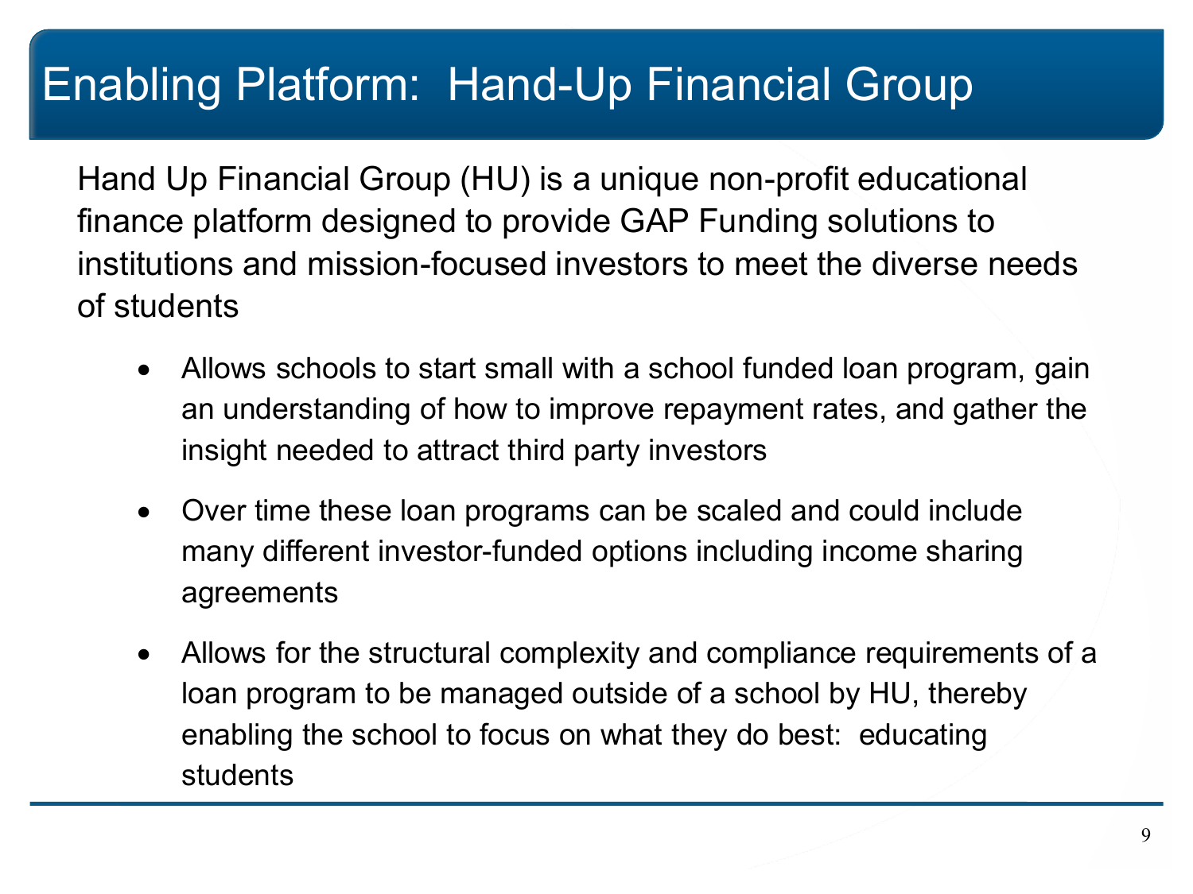# Enabling Platform: Hand-Up Financial Group

Hand Up Financial Group (HU) is a unique non-profit educational finance platform designed to provide GAP Funding solutions to institutions and mission-focused investors to meet the diverse needs of students

- Allows schools to start small with a school funded loan program, gain an understanding of how to improve repayment rates, and gather the insight needed to attract third party investors
- Over time these loan programs can be scaled and could include many different investor-funded options including income sharing agreements
- Allows for the structural complexity and compliance requirements of a loan program to be managed outside of a school by HU, thereby enabling the school to focus on what they do best: educating students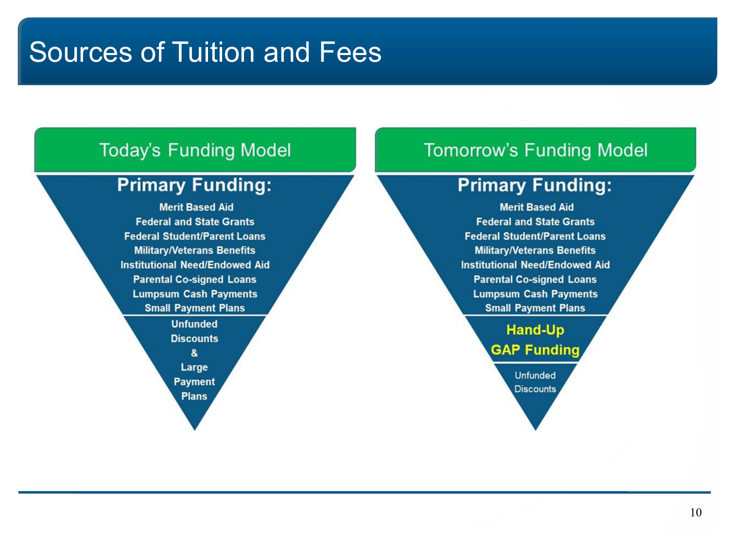# Sources of Tuition and Fees

## Today's Funding Model

**Primary Funding:**

- Merit Based Aid
- Federal and State Grants
- Federal Student/Parent Loans
- Military/Veterans Benefits
- Institutional Need/Endowed Aid
- Parental Co-signed Loans
- Lumpsum Cash Payments
- Small Payment Plans

Unfunded Discounts & Large Payment Plans

## Tomorrow's Funding Model

**Primary Funding:**

- Merit Based Aid
- Federal and State Grants
- Federal Student/Parent Loans
- Military/Veterans Benefits
- Institutional Need/Endowed Aid
- Parental Co-signed Loans
- Lumpsum Cash Payments
- Small Payment Plans

**Hand-Up GAP Funding**

Unfunded Discounts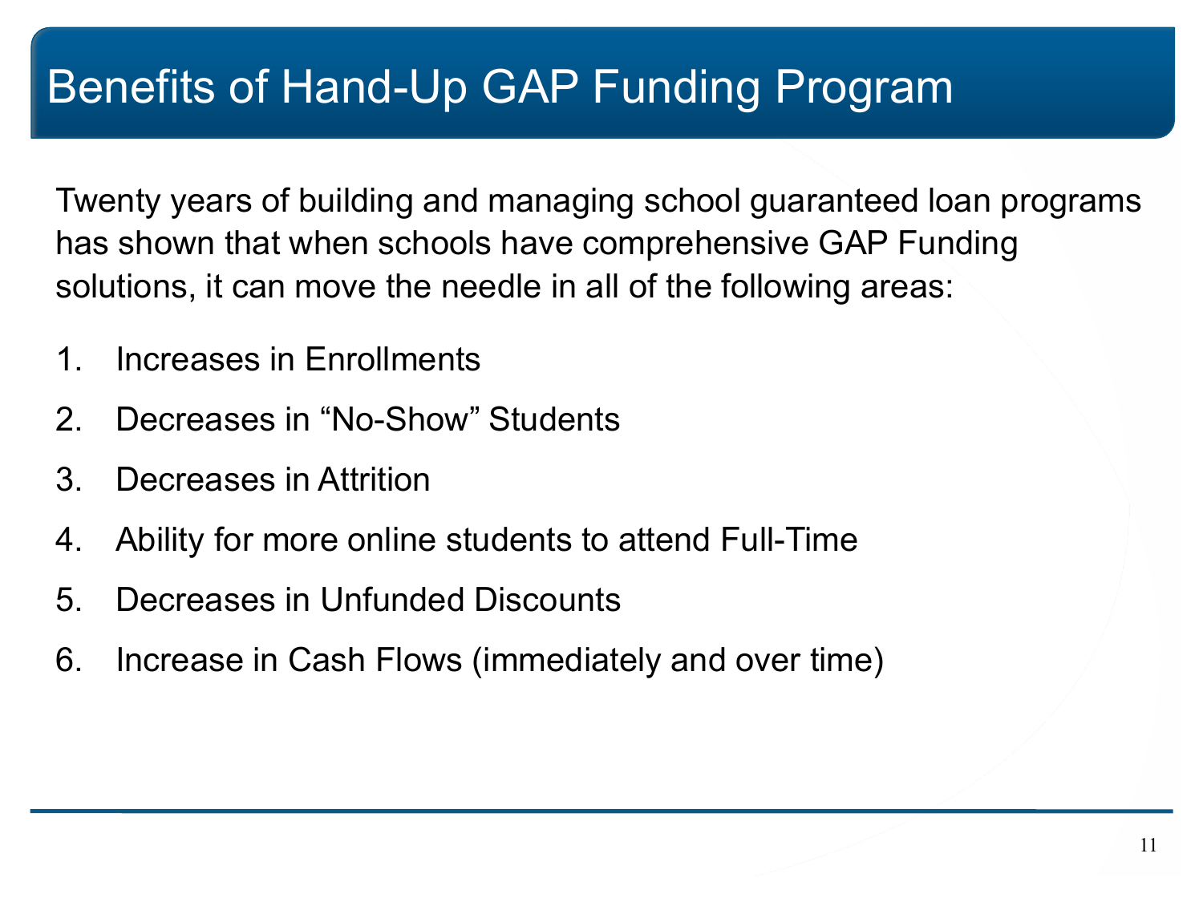# Benefits of Hand-Up GAP Funding Program

Twenty years of building and managing school guaranteed loan programs has shown that when schools have comprehensive GAP Funding solutions, it can move the needle in all of the following areas:

1. Increases in Enrollments
2. Decreases in "No-Show" Students
3. Decreases in Attrition
4. Ability for more online students to attend Full-Time
5. Decreases in Unfunded Discounts
6. Increase in Cash Flows (immediately and over time)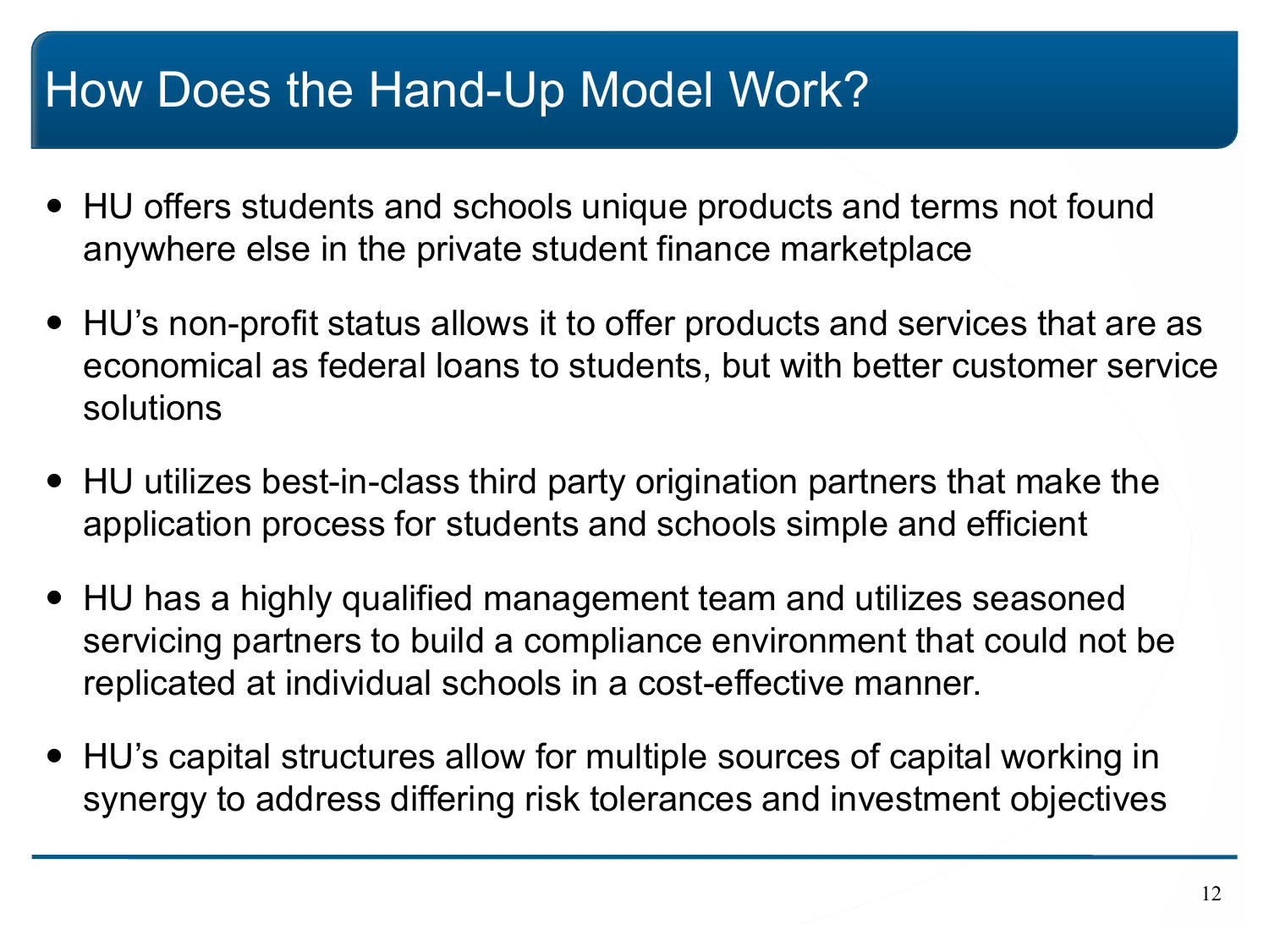# How Does the Hand-Up Model Work?

- HU offers students and schools unique products and terms not found anywhere else in the private student finance marketplace
- HU's non-profit status allows it to offer products and services that are as economical as federal loans to students, but with better customer service solutions
- HU utilizes best-in-class third party origination partners that make the application process for students and schools simple and efficient
- HU has a highly qualified management team and utilizes seasoned servicing partners to build a compliance environment that could not be replicated at individual schools in a cost-effective manner.
- HU's capital structures allow for multiple sources of capital working in synergy to address differing risk tolerances and investment objectives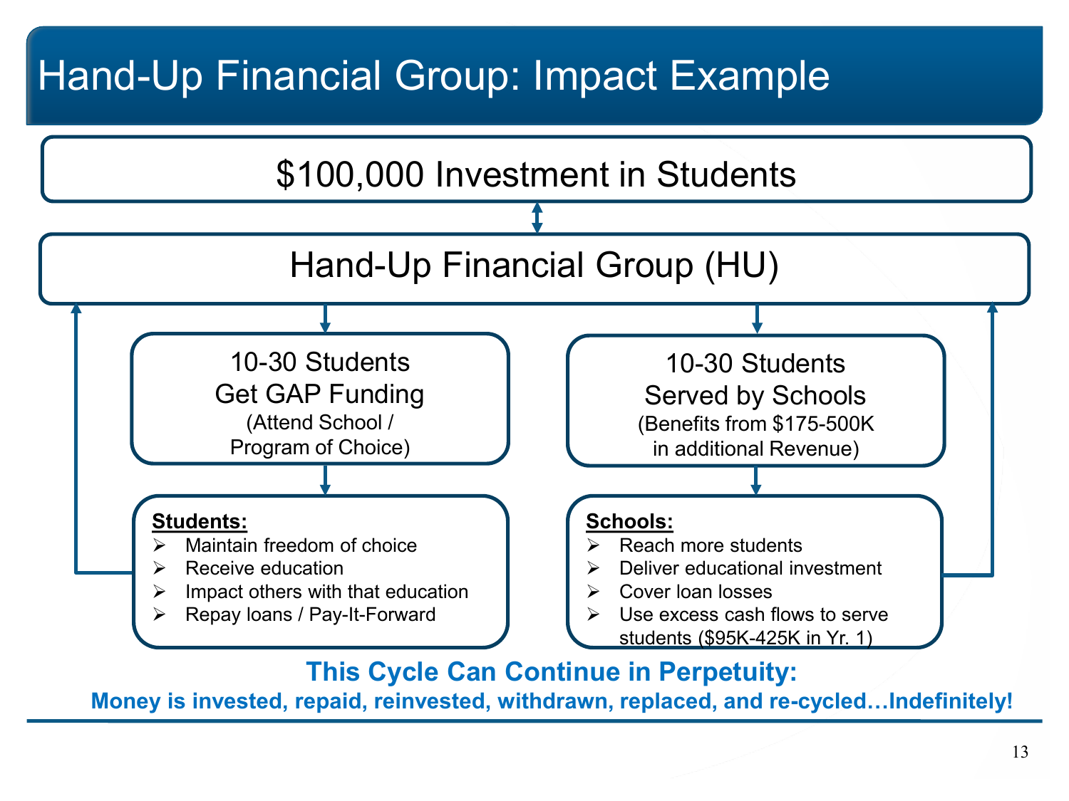# Hand-Up Financial Group: Impact Example

**$100,000 Investment in Students**

**Hand-Up Financial Group (HU)**

**10-30 Students Get GAP Funding**
(Attend School / Program of Choice)

**Students:**

- Maintain freedom of choice
- Receive education
- Impact others with that education
- Repay loans / Pay-It-Forward

**10-30 Students Served by Schools**
(Benefits from $175-500K in additional Revenue)

**Schools:**

- Reach more students
- Deliver educational investment
- Cover loan losses
- Use excess cash flows to serve students ($95K-425K in Yr. 1)

**This Cycle Can Continue in Perpetuity:**

**Money is invested, repaid, reinvested, withdrawn, replaced, and re-cycled…Indefinitely!**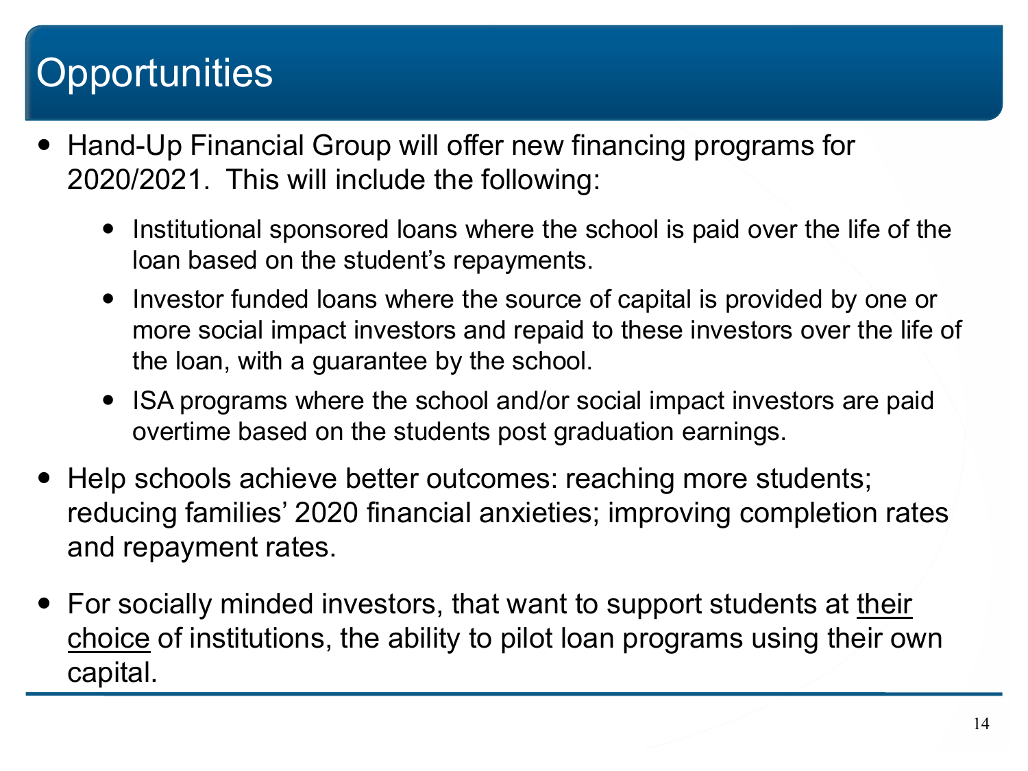# Opportunities

- Hand-Up Financial Group will offer new financing programs for 2020/2021. This will include the following:
  - Institutional sponsored loans where the school is paid over the life of the loan based on the student's repayments.
  - Investor funded loans where the source of capital is provided by one or more social impact investors and repaid to these investors over the life of the loan, with a guarantee by the school.
  - ISA programs where the school and/or social impact investors are paid overtime based on the students post graduation earnings.
- Help schools achieve better outcomes: reaching more students; reducing families' 2020 financial anxieties; improving completion rates and repayment rates.
- For socially minded investors, that want to support students at <u>their choice</u> of institutions, the ability to pilot loan programs using their own capital.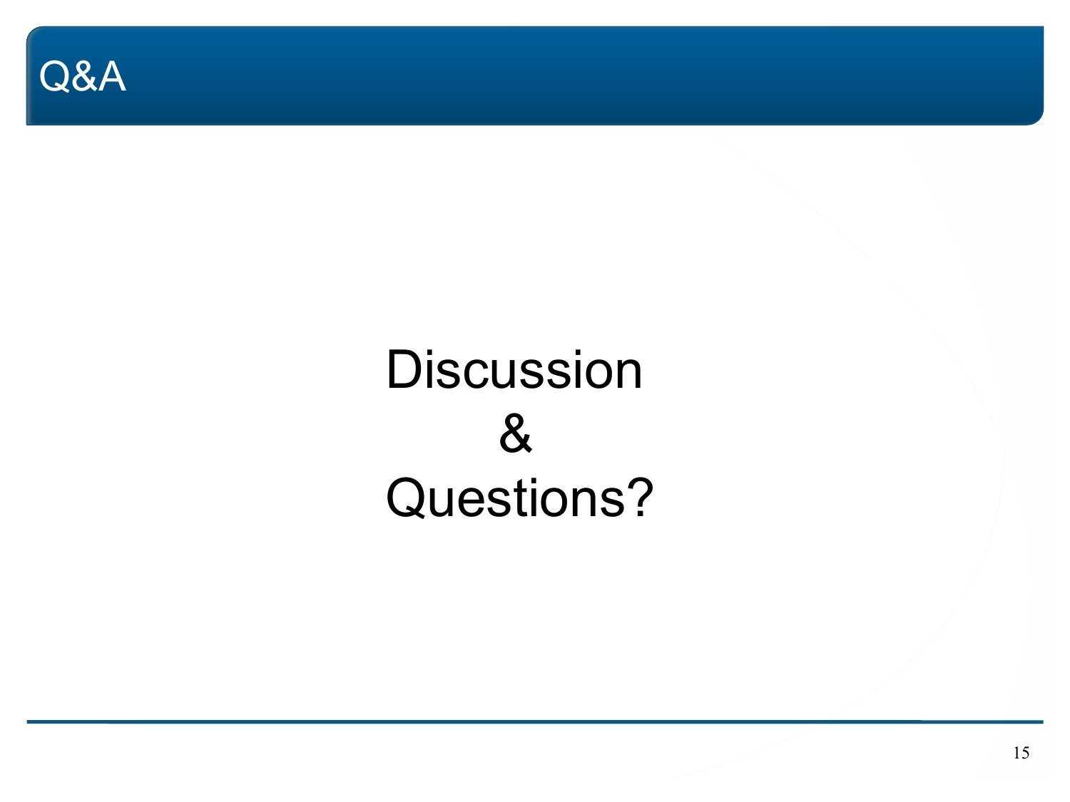# Q&A

Discussion

&

Questions?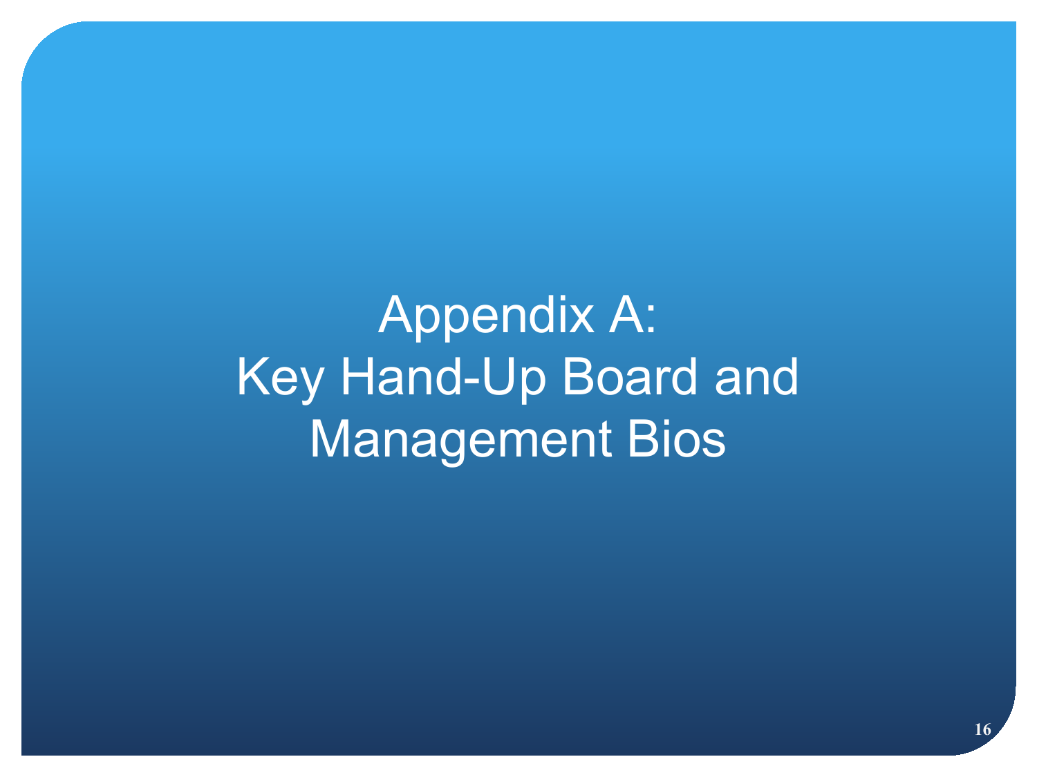# Appendix A:
# Key Hand-Up Board and Management Bios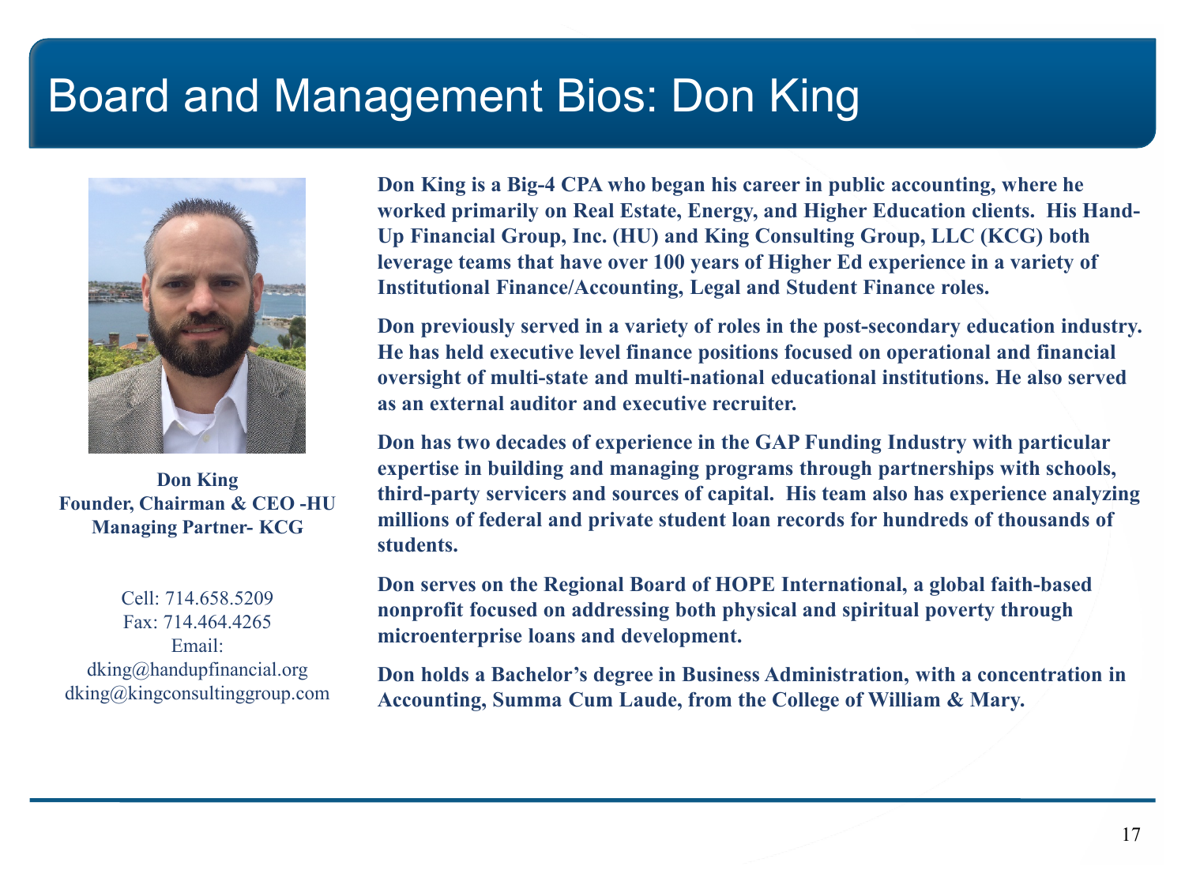# Board and Management Bios: Don King

**Don King**
**Founder, Chairman & CEO -HU**
**Managing Partner- KCG**

Cell: 714.658.5209
Fax: 714.464.4265
Email:
dking@handupfinancial.org
dking@kingconsultinggroup.com

**Don King is a Big-4 CPA who began his career in public accounting, where he worked primarily on Real Estate, Energy, and Higher Education clients. His Hand-Up Financial Group, Inc. (HU) and King Consulting Group, LLC (KCG) both leverage teams that have over 100 years of Higher Ed experience in a variety of Institutional Finance/Accounting, Legal and Student Finance roles.**

**Don previously served in a variety of roles in the post-secondary education industry. He has held executive level finance positions focused on operational and financial oversight of multi-state and multi-national educational institutions. He also served as an external auditor and executive recruiter.**

**Don has two decades of experience in the GAP Funding Industry with particular expertise in building and managing programs through partnerships with schools, third-party servicers and sources of capital. His team also has experience analyzing millions of federal and private student loan records for hundreds of thousands of students.**

**Don serves on the Regional Board of HOPE International, a global faith-based nonprofit focused on addressing both physical and spiritual poverty through microenterprise loans and development.**

**Don holds a Bachelor's degree in Business Administration, with a concentration in Accounting, Summa Cum Laude, from the College of William & Mary.**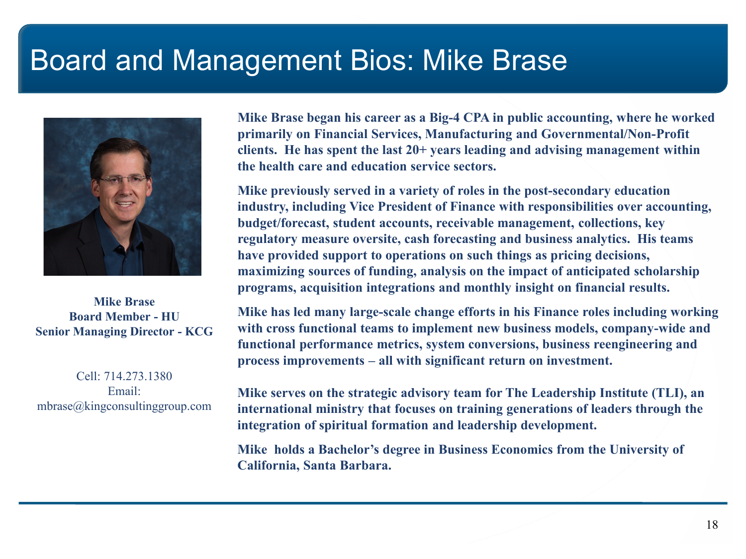# Board and Management Bios: Mike Brase

**Mike Brase**
**Board Member - HU**
**Senior Managing Director - KCG**

Cell: 714.273.1380
Email:
mbrase@kingconsultinggroup.com

**Mike Brase began his career as a Big-4 CPA in public accounting, where he worked primarily on Financial Services, Manufacturing and Governmental/Non-Profit clients. He has spent the last 20+ years leading and advising management within the health care and education service sectors.**

**Mike previously served in a variety of roles in the post-secondary education industry, including Vice President of Finance with responsibilities over accounting, budget/forecast, student accounts, receivable management, collections, key regulatory measure oversite, cash forecasting and business analytics. His teams have provided support to operations on such things as pricing decisions, maximizing sources of funding, analysis on the impact of anticipated scholarship programs, acquisition integrations and monthly insight on financial results.**

**Mike has led many large-scale change efforts in his Finance roles including working with cross functional teams to implement new business models, company-wide and functional performance metrics, system conversions, business reengineering and process improvements – all with significant return on investment.**

**Mike serves on the strategic advisory team for The Leadership Institute (TLI), an international ministry that focuses on training generations of leaders through the integration of spiritual formation and leadership development.**

**Mike holds a Bachelor's degree in Business Economics from the University of California, Santa Barbara.**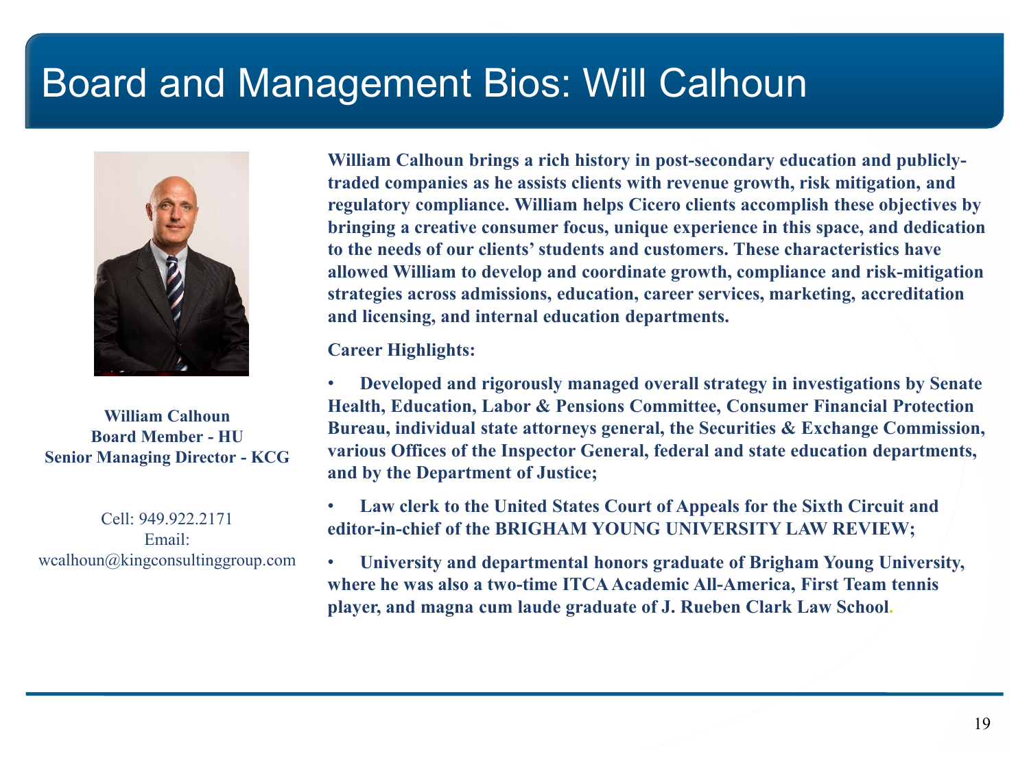# Board and Management Bios: Will Calhoun

**William Calhoun**
**Board Member - HU**
**Senior Managing Director - KCG**

Cell: 949.922.2171
Email:
wcalhoun@kingconsultinggroup.com

**William Calhoun brings a rich history in post-secondary education and publicly-traded companies as he assists clients with revenue growth, risk mitigation, and regulatory compliance. William helps Cicero clients accomplish these objectives by bringing a creative consumer focus, unique experience in this space, and dedication to the needs of our clients' students and customers. These characteristics have allowed William to develop and coordinate growth, compliance and risk-mitigation strategies across admissions, education, career services, marketing, accreditation and licensing, and internal education departments.**

**Career Highlights:**

- **Developed and rigorously managed overall strategy in investigations by Senate Health, Education, Labor & Pensions Committee, Consumer Financial Protection Bureau, individual state attorneys general, the Securities & Exchange Commission, various Offices of the Inspector General, federal and state education departments, and by the Department of Justice;**
- **Law clerk to the United States Court of Appeals for the Sixth Circuit and editor-in-chief of the BRIGHAM YOUNG UNIVERSITY LAW REVIEW;**
- **University and departmental honors graduate of Brigham Young University, where he was also a two-time ITCA Academic All-America, First Team tennis player, and magna cum laude graduate of J. Rueben Clark Law School.**